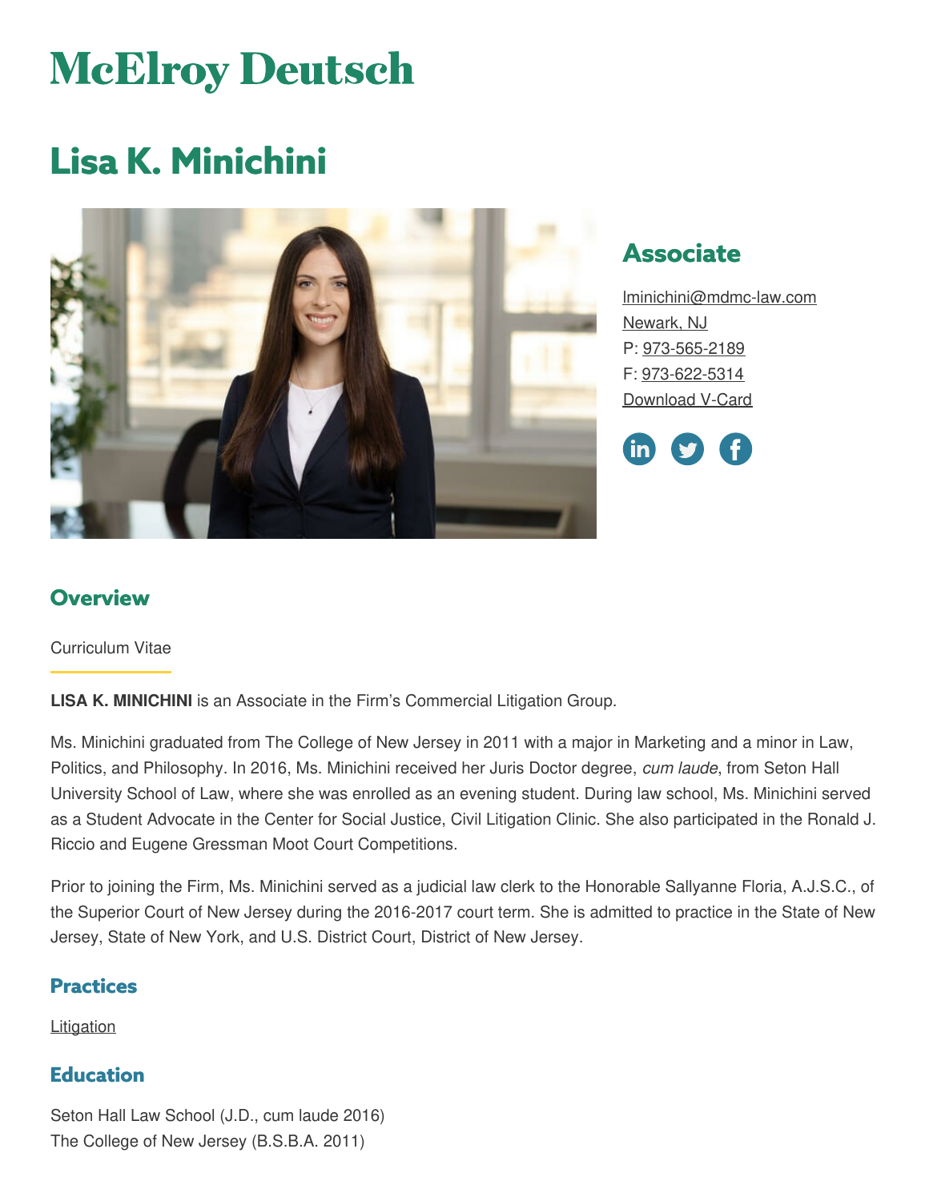# McElroy Deutsch

# Lisa K. Minichini

## Associate

lminichini@mdmc-law.com
Newark, NJ
P: 973-565-2189
F: 973-622-5314
Download V-Card

## Overview

Curriculum Vitae

**LISA K. MINICHINI** is an Associate in the Firm's Commercial Litigation Group.

Ms. Minichini graduated from The College of New Jersey in 2011 with a major in Marketing and a minor in Law, Politics, and Philosophy. In 2016, Ms. Minichini received her Juris Doctor degree, *cum laude*, from Seton Hall University School of Law, where she was enrolled as an evening student. During law school, Ms. Minichini served as a Student Advocate in the Center for Social Justice, Civil Litigation Clinic. She also participated in the Ronald J. Riccio and Eugene Gressman Moot Court Competitions.

Prior to joining the Firm, Ms. Minichini served as a judicial law clerk to the Honorable Sallyanne Floria, A.J.S.C., of the Superior Court of New Jersey during the 2016-2017 court term. She is admitted to practice in the State of New Jersey, State of New York, and U.S. District Court, District of New Jersey.

## Practices

Litigation

## Education

Seton Hall Law School (J.D., cum laude 2016)
The College of New Jersey (B.S.B.A. 2011)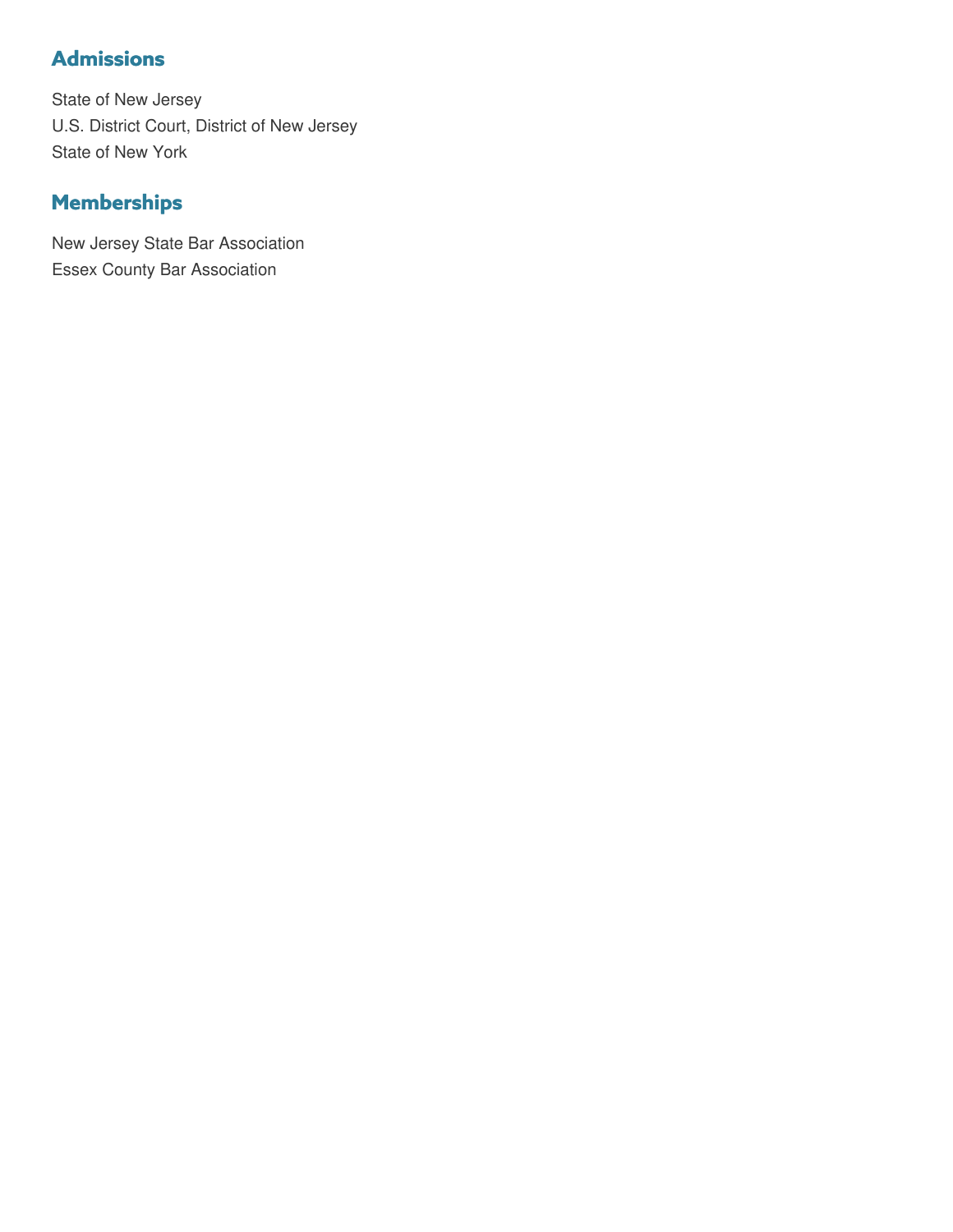## Admissions

State of New Jersey
U.S. District Court, District of New Jersey
State of New York

## Memberships

New Jersey State Bar Association
Essex County Bar Association